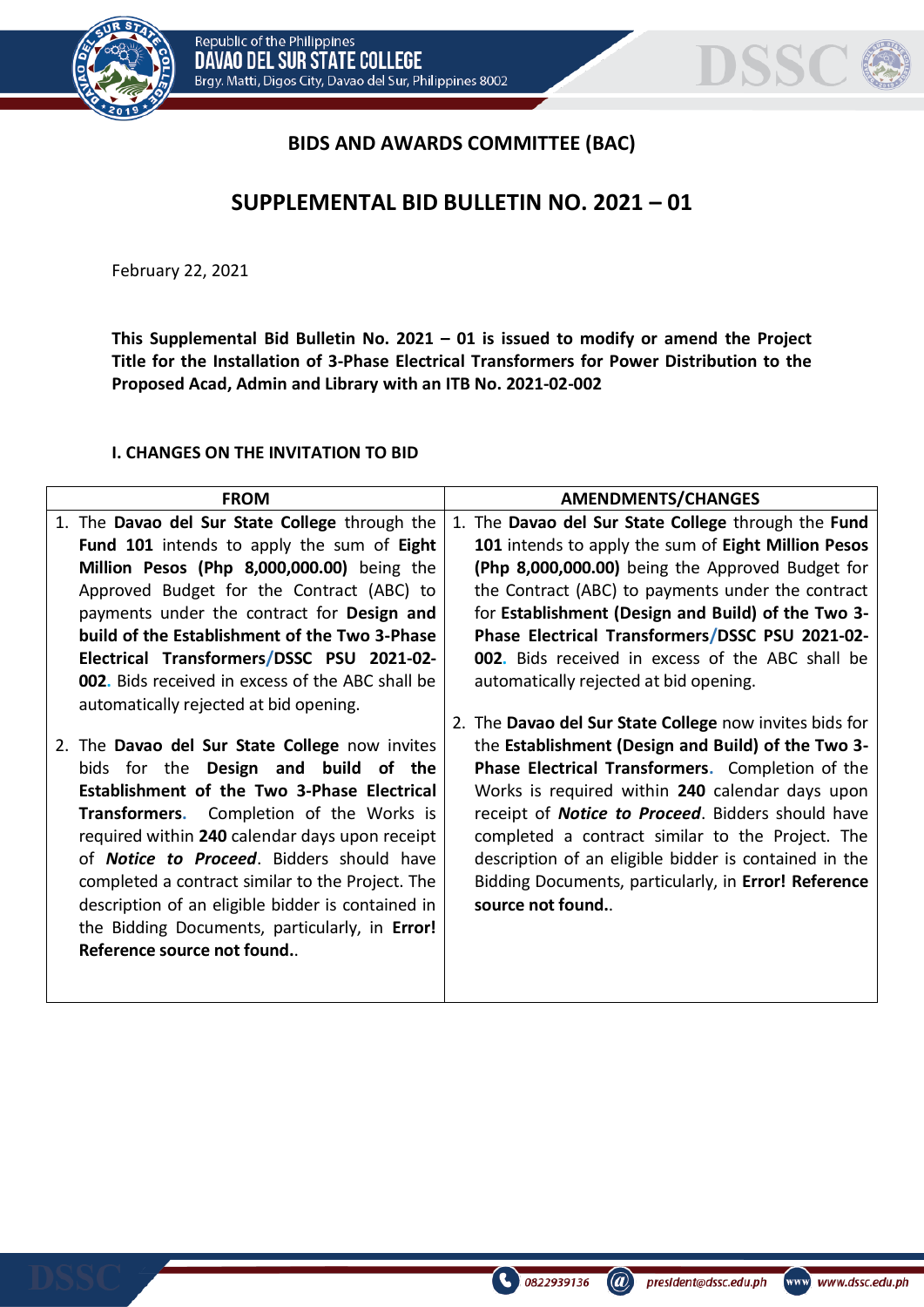## BIDS AND AWARDS COMMITTEE (BAC)

## SUPPLEMENTAL BID BULLETIN NO. 2021 – 01

February 22, 2021

**This Supplemental Bid Bulletin No. 2021 – 01 is issued to modify or amend the Project Title for the Installation of 3-Phase Electrical Transformers for Power Distribution to the Proposed Acad, Admin and Library with an ITB No. 2021-02-002**

### I. CHANGES ON THE INVITATION TO BID

| FROM | AMENDMENTS/CHANGES |
|---|---|
| 1. The **Davao del Sur State College** through the **Fund 101** intends to apply the sum of **Eight Million Pesos (Php 8,000,000.00)** being the Approved Budget for the Contract (ABC) to payments under the contract for **Design and build of the Establishment of the Two 3-Phase Electrical Transformers/DSSC PSU 2021-02-002**. Bids received in excess of the ABC shall be automatically rejected at bid opening.<br><br>2. The **Davao del Sur State College** now invites bids for the **Design and build of the Establishment of the Two 3-Phase Electrical Transformers**. Completion of the Works is required within **240** calendar days upon receipt of ***Notice to Proceed***. Bidders should have completed a contract similar to the Project. The description of an eligible bidder is contained in the Bidding Documents, particularly, in **Error! Reference source not found.**. | 1. The **Davao del Sur State College** through the **Fund 101** intends to apply the sum of **Eight Million Pesos (Php 8,000,000.00)** being the Approved Budget for the Contract (ABC) to payments under the contract for **Establishment (Design and Build) of the Two 3-Phase Electrical Transformers/DSSC PSU 2021-02-002**. Bids received in excess of the ABC shall be automatically rejected at bid opening.<br><br>2. The **Davao del Sur State College** now invites bids for the **Establishment (Design and Build) of the Two 3-Phase Electrical Transformers**. Completion of the Works is required within **240** calendar days upon receipt of ***Notice to Proceed***. Bidders should have completed a contract similar to the Project. The description of an eligible bidder is contained in the Bidding Documents, particularly, in **Error! Reference source not found.**. |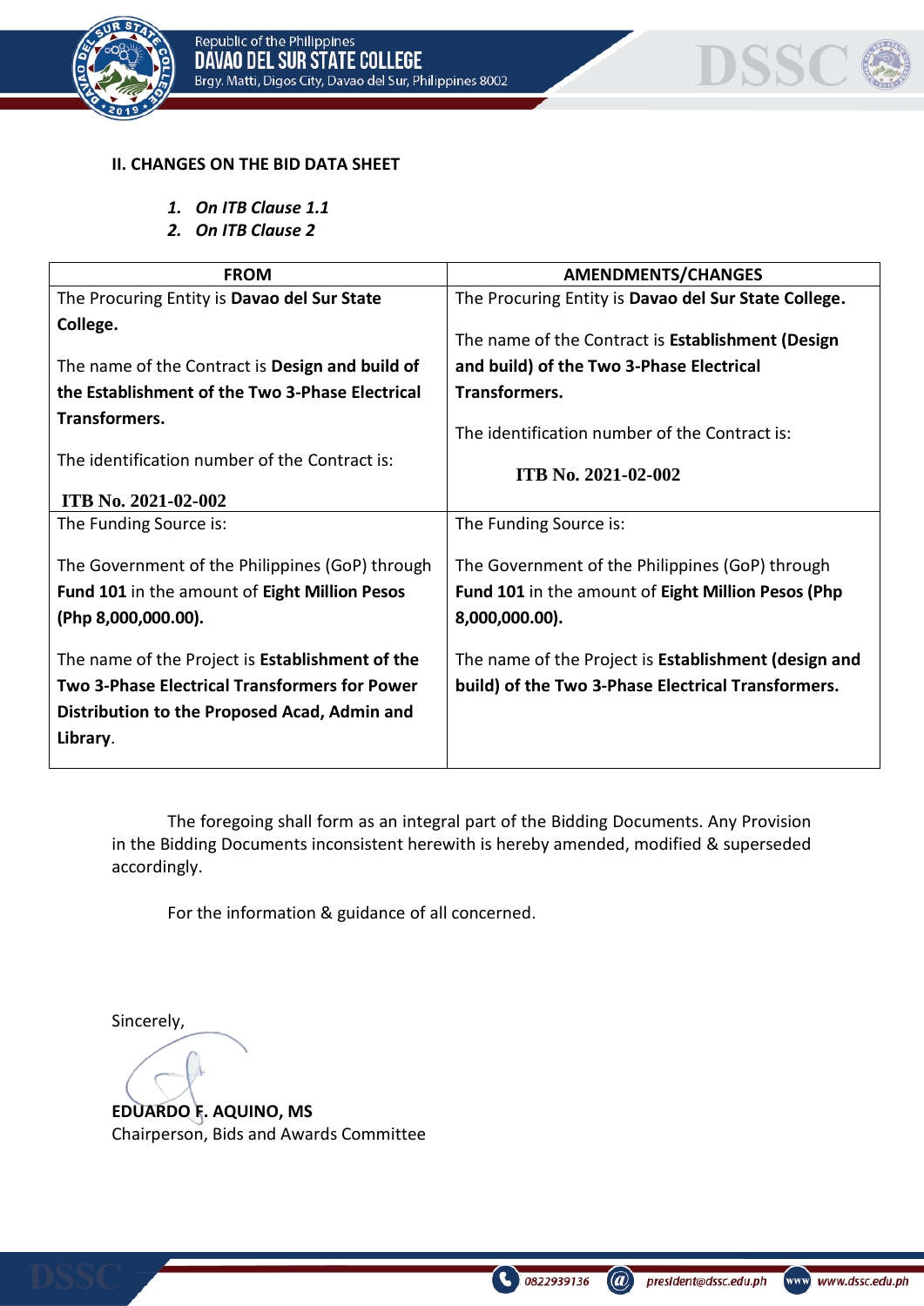## II. CHANGES ON THE BID DATA SHEET

1. ***On ITB Clause 1.1***
2. ***On ITB Clause 2***

| FROM | AMENDMENTS/CHANGES |
|---|---|
| The Procuring Entity is **Davao del Sur State College.**<br><br>The name of the Contract is **Design and build of the Establishment of the Two 3-Phase Electrical Transformers.**<br><br>The identification number of the Contract is:<br><br>**ITB No. 2021-02-002** | The Procuring Entity is **Davao del Sur State College.**<br><br>The name of the Contract is **Establishment (Design and build) of the Two 3-Phase Electrical Transformers.**<br><br>The identification number of the Contract is:<br><br>**ITB No. 2021-02-002** |
| The Funding Source is:<br><br>The Government of the Philippines (GoP) through **Fund 101** in the amount of **Eight Million Pesos (Php 8,000,000.00).**<br><br>The name of the Project is **Establishment of the Two 3-Phase Electrical Transformers for Power Distribution to the Proposed Acad, Admin and Library**. | The Funding Source is:<br><br>The Government of the Philippines (GoP) through **Fund 101** in the amount of **Eight Million Pesos (Php 8,000,000.00).**<br><br>The name of the Project is **Establishment (design and build) of the Two 3-Phase Electrical Transformers.** |

The foregoing shall form as an integral part of the Bidding Documents. Any Provision in the Bidding Documents inconsistent herewith is hereby amended, modified & superseded accordingly.

For the information & guidance of all concerned.

Sincerely,

**EDUARDO F. AQUINO, MS**
Chairperson, Bids and Awards Committee